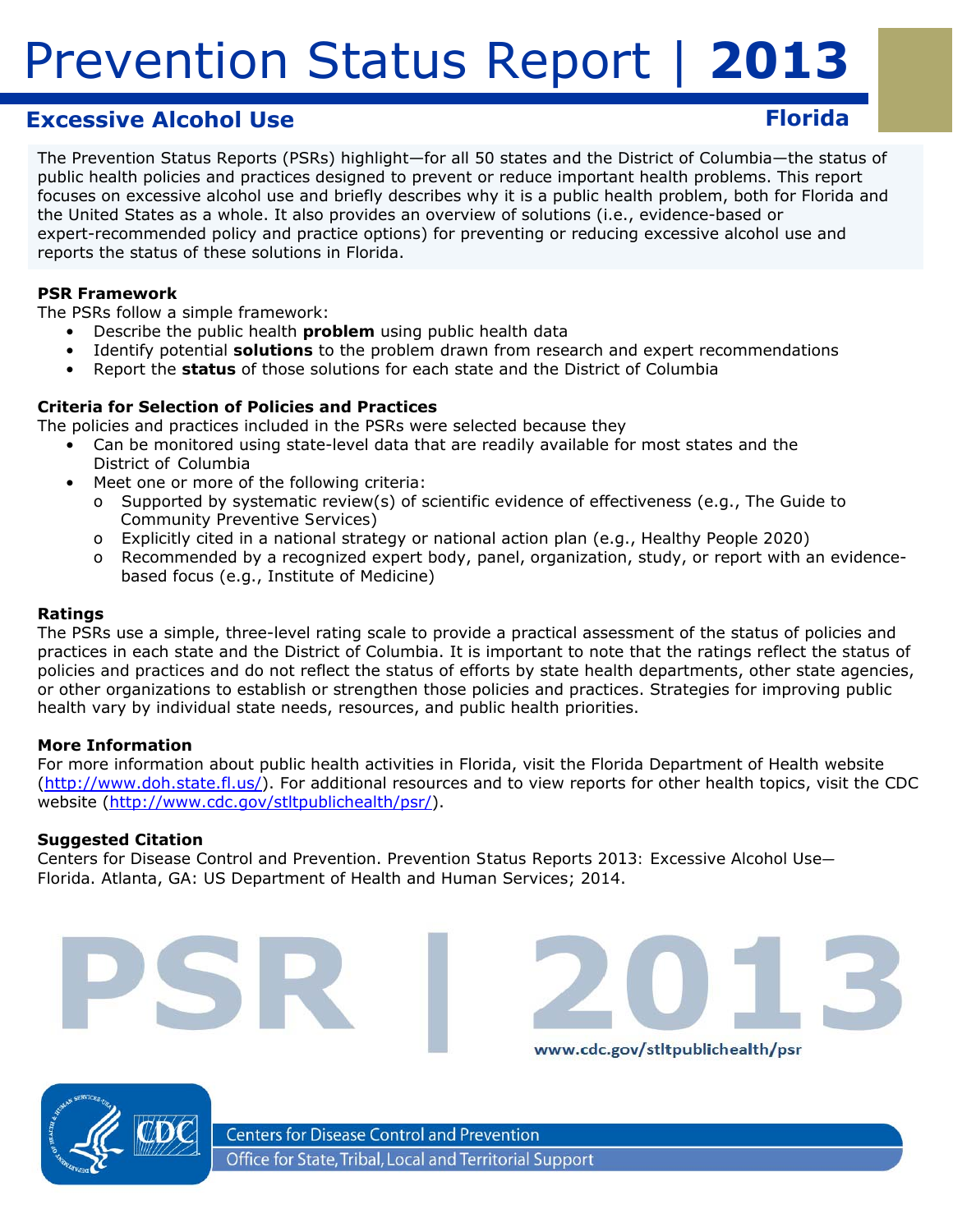# Prevention Status Report | 2013

## Excessive Alcohol Use

**Florida**

The Prevention Status Reports (PSRs) highlight—for all 50 states and the District of Columbia—the status of public health policies and practices designed to prevent or reduce important health problems. This report focuses on excessive alcohol use and briefly describes why it is a public health problem, both for Florida and the United States as a whole. It also provides an overview of solutions (i.e., evidence-based or expert-recommended policy and practice options) for preventing or reducing excessive alcohol use and reports the status of these solutions in Florida.

### PSR Framework

The PSRs follow a simple framework:

- Describe the public health **problem** using public health data
- Identify potential **solutions** to the problem drawn from research and expert recommendations
- Report the **status** of those solutions for each state and the District of Columbia

### Criteria for Selection of Policies and Practices

The policies and practices included in the PSRs were selected because they

- Can be monitored using state-level data that are readily available for most states and the District of Columbia
- Meet one or more of the following criteria:
  - Supported by systematic review(s) of scientific evidence of effectiveness (e.g., The Guide to Community Preventive Services)
  - Explicitly cited in a national strategy or national action plan (e.g., Healthy People 2020)
  - Recommended by a recognized expert body, panel, organization, study, or report with an evidence-based focus (e.g., Institute of Medicine)

### Ratings

The PSRs use a simple, three-level rating scale to provide a practical assessment of the status of policies and practices in each state and the District of Columbia. It is important to note that the ratings reflect the status of policies and practices and do not reflect the status of efforts by state health departments, other state agencies, or other organizations to establish or strengthen those policies and practices. Strategies for improving public health vary by individual state needs, resources, and public health priorities.

### More Information

For more information about public health activities in Florida, visit the Florida Department of Health website (http://www.doh.state.fl.us/). For additional resources and to view reports for other health topics, visit the CDC website (http://www.cdc.gov/stltpublichealth/psr/).

### Suggested Citation

Centers for Disease Control and Prevention. Prevention Status Reports 2013: Excessive Alcohol Use—Florida. Atlanta, GA: US Department of Health and Human Services; 2014.

PSR | 2013

www.cdc.gov/stltpublichealth/psr

Centers for Disease Control and Prevention

Office for State, Tribal, Local and Territorial Support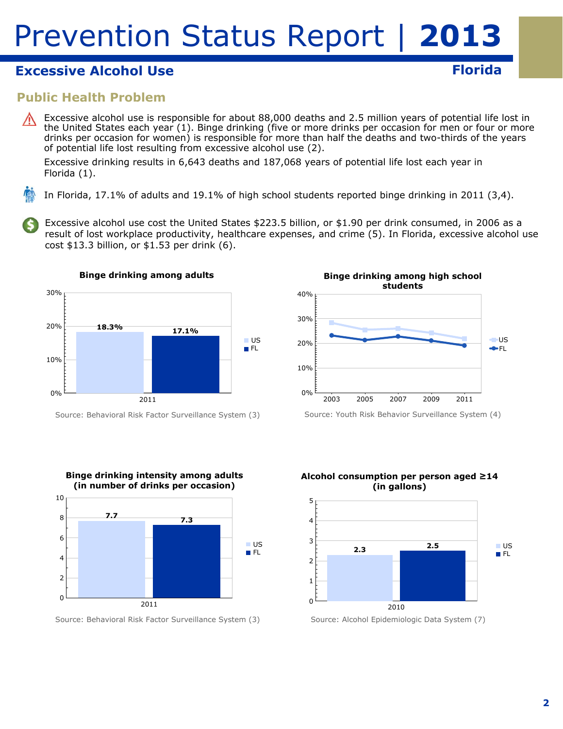# Prevention Status Report | 2013

## Excessive Alcohol Use

**Florida**

### Public Health Problem

Excessive alcohol use is responsible for about 88,000 deaths and 2.5 million years of potential life lost in the United States each year (1). Binge drinking (five or more drinks per occasion for men or four or more drinks per occasion for women) is responsible for more than half the deaths and two-thirds of the years of potential life lost resulting from excessive alcohol use (2).

Excessive drinking results in 6,643 deaths and 187,068 years of potential life lost each year in Florida (1).

In Florida, 17.1% of adults and 19.1% of high school students reported binge drinking in 2011 (3,4).

Excessive alcohol use cost the United States $223.5 billion, or $1.90 per drink consumed, in 2006 as a result of lost workplace productivity, healthcare expenses, and crime (5). In Florida, excessive alcohol use cost $13.3 billion, or $1.53 per drink (6).

**Binge drinking among adults**

| | 2011 |
|---|---|
| US | 18.3% |
| FL | 17.1% |

Source: Behavioral Risk Factor Surveillance System (3)

**Binge drinking among high school students**

| | 2003 | 2005 | 2007 | 2009 | 2011 |
|---|---|---|---|---|---|
| US | ~28% | ~25% | ~26% | ~24% | ~22% |
| FL | ~23% | ~21% | ~23% | ~21% | ~19% |

Source: Youth Risk Behavior Surveillance System (4)

**Binge drinking intensity among adults (in number of drinks per occasion)**

| | 2011 |
|---|---|
| US | 7.7 |
| FL | 7.3 |

Source: Behavioral Risk Factor Surveillance System (3)

**Alcohol consumption per person aged ≥14 (in gallons)**

| | 2010 |
|---|---|
| US | 2.3 |
| FL | 2.5 |

Source: Alcohol Epidemiologic Data System (7)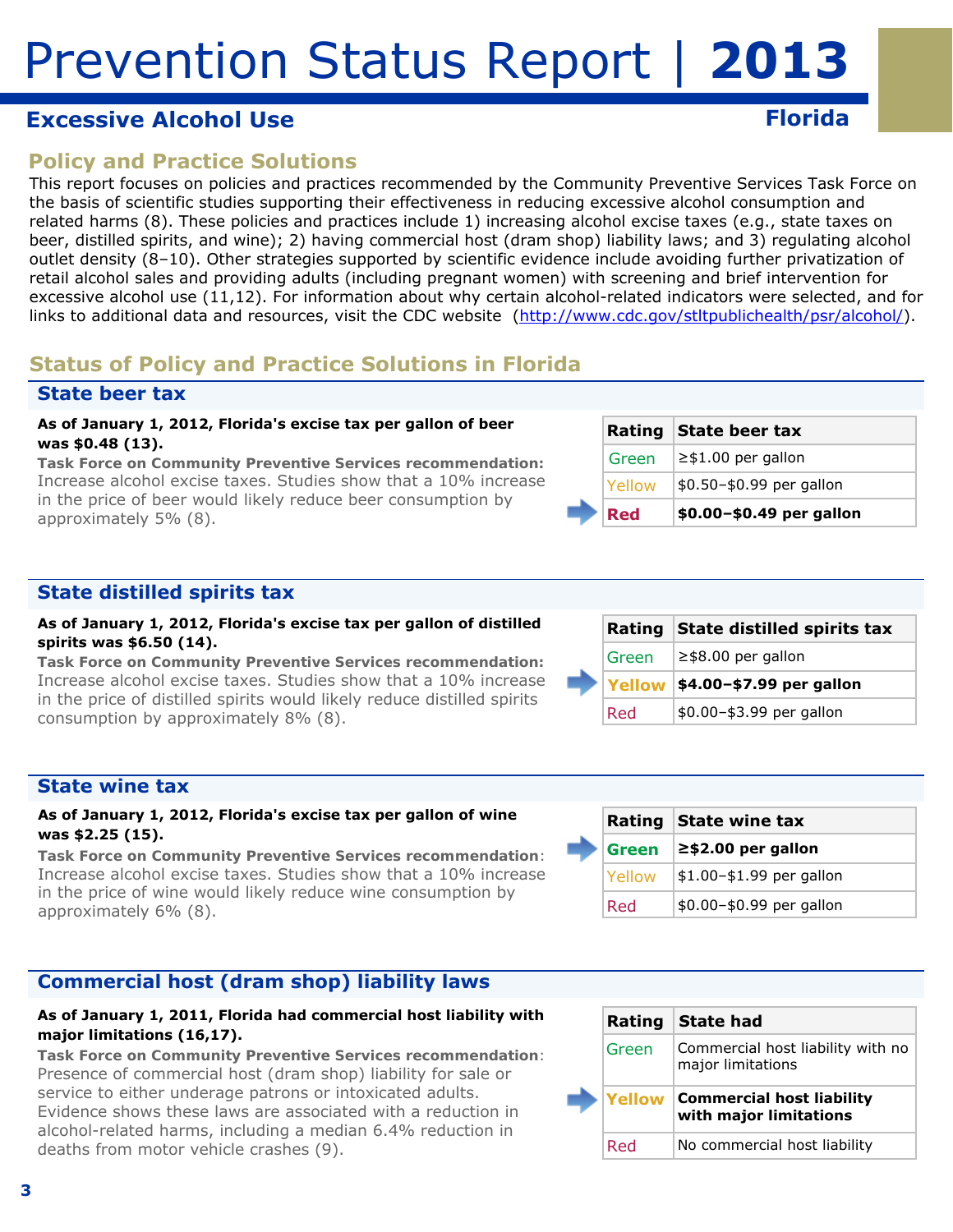# Prevention Status Report | **2013**

## Excessive Alcohol Use

**Florida**

### Policy and Practice Solutions

This report focuses on policies and practices recommended by the Community Preventive Services Task Force on the basis of scientific studies supporting their effectiveness in reducing excessive alcohol consumption and related harms (8). These policies and practices include 1) increasing alcohol excise taxes (e.g., state taxes on beer, distilled spirits, and wine); 2) having commercial host (dram shop) liability laws; and 3) regulating alcohol outlet density (8–10). Other strategies supported by scientific evidence include avoiding further privatization of retail alcohol sales and providing adults (including pregnant women) with screening and brief intervention for excessive alcohol use (11,12). For information about why certain alcohol-related indicators were selected, and for links to additional data and resources, visit the CDC website (http://www.cdc.gov/stltpublichealth/psr/alcohol/).

### Status of Policy and Practice Solutions in Florida

#### State beer tax

**As of January 1, 2012, Florida's excise tax per gallon of beer was $0.48 (13).**

**Task Force on Community Preventive Services recommendation:** Increase alcohol excise taxes. Studies show that a 10% increase in the price of beer would likely reduce beer consumption by approximately 5% (8).

| Rating | State beer tax |
|---|---|
| Green | ≥$1.00 per gallon |
| Yellow | $0.50–$0.99 per gallon |
| ➡ **Red** | **$0.00–$0.49 per gallon** |

#### State distilled spirits tax

**As of January 1, 2012, Florida's excise tax per gallon of distilled spirits was $6.50 (14).**

**Task Force on Community Preventive Services recommendation:** Increase alcohol excise taxes. Studies show that a 10% increase in the price of distilled spirits would likely reduce distilled spirits consumption by approximately 8% (8).

| Rating | State distilled spirits tax |
|---|---|
| Green | ≥$8.00 per gallon |
| ➡ **Yellow** | **$4.00–$7.99 per gallon** |
| Red | $0.00–$3.99 per gallon |

#### State wine tax

**As of January 1, 2012, Florida's excise tax per gallon of wine was $2.25 (15).**

**Task Force on Community Preventive Services recommendation**: Increase alcohol excise taxes. Studies show that a 10% increase in the price of wine would likely reduce wine consumption by approximately 6% (8).

| Rating | State wine tax |
|---|---|
| ➡ **Green** | **≥$2.00 per gallon** |
| Yellow | $1.00–$1.99 per gallon |
| Red | $0.00–$0.99 per gallon |

#### Commercial host (dram shop) liability laws

**As of January 1, 2011, Florida had commercial host liability with major limitations (16,17).**

**Task Force on Community Preventive Services recommendation**: Presence of commercial host (dram shop) liability for sale or service to either underage patrons or intoxicated adults. Evidence shows these laws are associated with a reduction in alcohol-related harms, including a median 6.4% reduction in deaths from motor vehicle crashes (9).

| Rating | State had |
|---|---|
| Green | Commercial host liability with no major limitations |
| ➡ **Yellow** | **Commercial host liability with major limitations** |
| Red | No commercial host liability |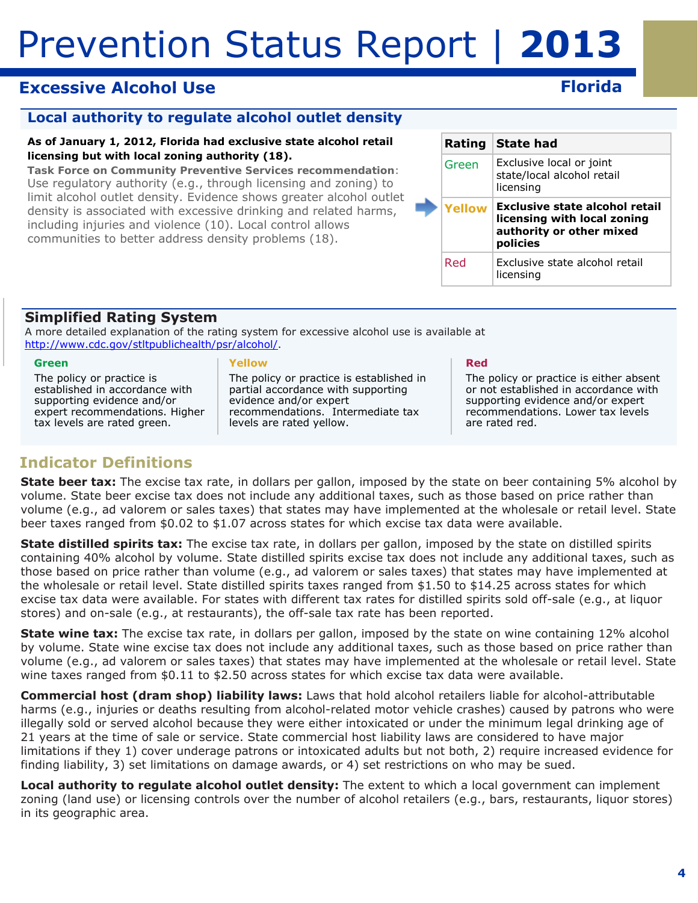# Prevention Status Report | 2013

## Excessive Alcohol Use

**Florida**

### Local authority to regulate alcohol outlet density

**As of January 1, 2012, Florida had exclusive state alcohol retail licensing but with local zoning authority (18).**

**Task Force on Community Preventive Services recommendation**: Use regulatory authority (e.g., through licensing and zoning) to limit alcohol outlet density. Evidence shows greater alcohol outlet density is associated with excessive drinking and related harms, including injuries and violence (10). Local control allows communities to better address density problems (18).

| Rating | State had |
|---|---|
| Green | Exclusive local or joint state/local alcohol retail licensing |
| **Yellow** | **Exclusive state alcohol retail licensing with local zoning authority or other mixed policies** |
| Red | Exclusive state alcohol retail licensing |

### Simplified Rating System

A more detailed explanation of the rating system for excessive alcohol use is available at http://www.cdc.gov/stltpublichealth/psr/alcohol/.

**Green**
The policy or practice is established in accordance with supporting evidence and/or expert recommendations. Higher tax levels are rated green.

**Yellow**
The policy or practice is established in partial accordance with supporting evidence and/or expert recommendations. Intermediate tax levels are rated yellow.

**Red**
The policy or practice is either absent or not established in accordance with supporting evidence and/or expert recommendations. Lower tax levels are rated red.

## Indicator Definitions

**State beer tax:** The excise tax rate, in dollars per gallon, imposed by the state on beer containing 5% alcohol by volume. State beer excise tax does not include any additional taxes, such as those based on price rather than volume (e.g., ad valorem or sales taxes) that states may have implemented at the wholesale or retail level. State beer taxes ranged from $0.02 to $1.07 across states for which excise tax data were available.

**State distilled spirits tax:** The excise tax rate, in dollars per gallon, imposed by the state on distilled spirits containing 40% alcohol by volume. State distilled spirits excise tax does not include any additional taxes, such as those based on price rather than volume (e.g., ad valorem or sales taxes) that states may have implemented at the wholesale or retail level. State distilled spirits taxes ranged from $1.50 to $14.25 across states for which excise tax data were available. For states with different tax rates for distilled spirits sold off-sale (e.g., at liquor stores) and on-sale (e.g., at restaurants), the off-sale tax rate has been reported.

**State wine tax:** The excise tax rate, in dollars per gallon, imposed by the state on wine containing 12% alcohol by volume. State wine excise tax does not include any additional taxes, such as those based on price rather than volume (e.g., ad valorem or sales taxes) that states may have implemented at the wholesale or retail level. State wine taxes ranged from $0.11 to $2.50 across states for which excise tax data were available.

**Commercial host (dram shop) liability laws:** Laws that hold alcohol retailers liable for alcohol-attributable harms (e.g., injuries or deaths resulting from alcohol-related motor vehicle crashes) caused by patrons who were illegally sold or served alcohol because they were either intoxicated or under the minimum legal drinking age of 21 years at the time of sale or service. State commercial host liability laws are considered to have major limitations if they 1) cover underage patrons or intoxicated adults but not both, 2) require increased evidence for finding liability, 3) set limitations on damage awards, or 4) set restrictions on who may be sued.

**Local authority to regulate alcohol outlet density:** The extent to which a local government can implement zoning (land use) or licensing controls over the number of alcohol retailers (e.g., bars, restaurants, liquor stores) in its geographic area.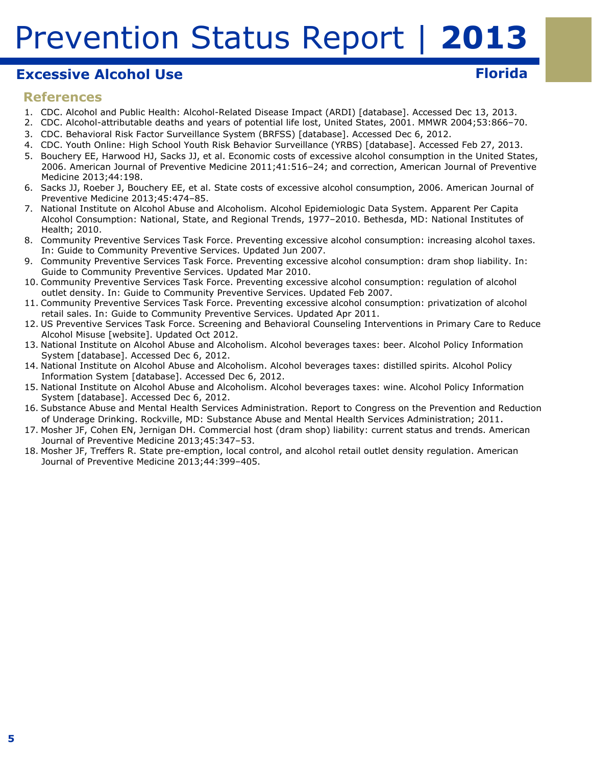# Prevention Status Report | **2013**

## Excessive Alcohol Use

**Florida**

### References

1. CDC. Alcohol and Public Health: Alcohol-Related Disease Impact (ARDI) [database]. Accessed Dec 13, 2013.
2. CDC. Alcohol-attributable deaths and years of potential life lost, United States, 2001. MMWR 2004;53:866–70.
3. CDC. Behavioral Risk Factor Surveillance System (BRFSS) [database]. Accessed Dec 6, 2012.
4. CDC. Youth Online: High School Youth Risk Behavior Surveillance (YRBS) [database]. Accessed Feb 27, 2013.
5. Bouchery EE, Harwood HJ, Sacks JJ, et al. Economic costs of excessive alcohol consumption in the United States, 2006. American Journal of Preventive Medicine 2011;41:516–24; and correction, American Journal of Preventive Medicine 2013;44:198.
6. Sacks JJ, Roeber J, Bouchery EE, et al. State costs of excessive alcohol consumption, 2006. American Journal of Preventive Medicine 2013;45:474–85.
7. National Institute on Alcohol Abuse and Alcoholism. Alcohol Epidemiologic Data System. Apparent Per Capita Alcohol Consumption: National, State, and Regional Trends, 1977–2010. Bethesda, MD: National Institutes of Health; 2010.
8. Community Preventive Services Task Force. Preventing excessive alcohol consumption: increasing alcohol taxes. In: Guide to Community Preventive Services. Updated Jun 2007.
9. Community Preventive Services Task Force. Preventing excessive alcohol consumption: dram shop liability. In: Guide to Community Preventive Services. Updated Mar 2010.
10. Community Preventive Services Task Force. Preventing excessive alcohol consumption: regulation of alcohol outlet density. In: Guide to Community Preventive Services. Updated Feb 2007.
11. Community Preventive Services Task Force. Preventing excessive alcohol consumption: privatization of alcohol retail sales. In: Guide to Community Preventive Services. Updated Apr 2011.
12. US Preventive Services Task Force. Screening and Behavioral Counseling Interventions in Primary Care to Reduce Alcohol Misuse [website]. Updated Oct 2012.
13. National Institute on Alcohol Abuse and Alcoholism. Alcohol beverages taxes: beer. Alcohol Policy Information System [database]. Accessed Dec 6, 2012.
14. National Institute on Alcohol Abuse and Alcoholism. Alcohol beverages taxes: distilled spirits. Alcohol Policy Information System [database]. Accessed Dec 6, 2012.
15. National Institute on Alcohol Abuse and Alcoholism. Alcohol beverages taxes: wine. Alcohol Policy Information System [database]. Accessed Dec 6, 2012.
16. Substance Abuse and Mental Health Services Administration. Report to Congress on the Prevention and Reduction of Underage Drinking. Rockville, MD: Substance Abuse and Mental Health Services Administration; 2011.
17. Mosher JF, Cohen EN, Jernigan DH. Commercial host (dram shop) liability: current status and trends. American Journal of Preventive Medicine 2013;45:347–53.
18. Mosher JF, Treffers R. State pre-emption, local control, and alcohol retail outlet density regulation. American Journal of Preventive Medicine 2013;44:399–405.